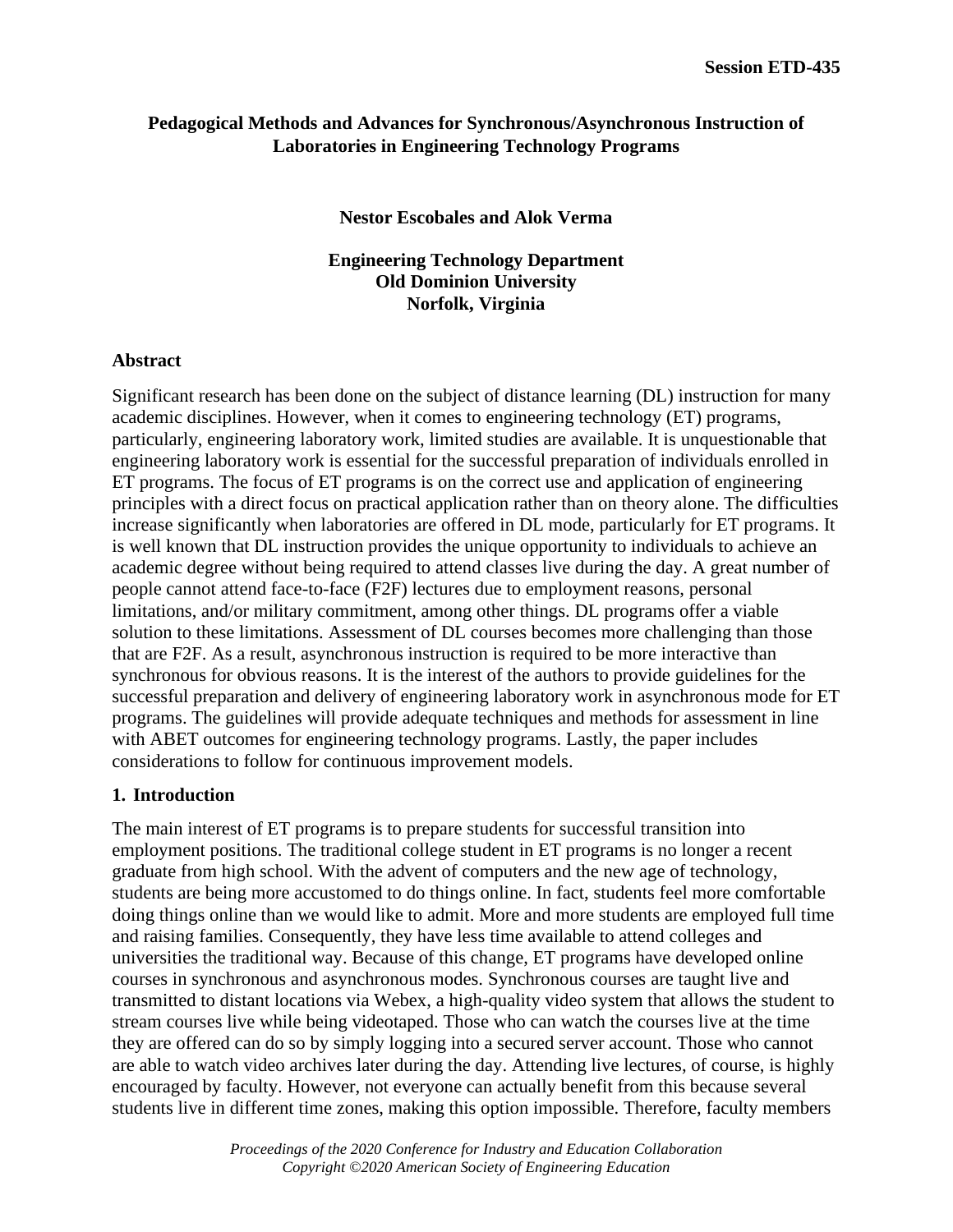# Pedagogical Methods and Advances for Synchronous/Asynchronous Instruction of Laboratories in Engineering Technology Programs

**Nestor Escobales and Alok Verma**

**Engineering Technology Department**
**Old Dominion University**
**Norfolk, Virginia**

## Abstract

Significant research has been done on the subject of distance learning (DL) instruction for many academic disciplines. However, when it comes to engineering technology (ET) programs, particularly, engineering laboratory work, limited studies are available. It is unquestionable that engineering laboratory work is essential for the successful preparation of individuals enrolled in ET programs. The focus of ET programs is on the correct use and application of engineering principles with a direct focus on practical application rather than on theory alone. The difficulties increase significantly when laboratories are offered in DL mode, particularly for ET programs. It is well known that DL instruction provides the unique opportunity to individuals to achieve an academic degree without being required to attend classes live during the day. A great number of people cannot attend face-to-face (F2F) lectures due to employment reasons, personal limitations, and/or military commitment, among other things. DL programs offer a viable solution to these limitations. Assessment of DL courses becomes more challenging than those that are F2F. As a result, asynchronous instruction is required to be more interactive than synchronous for obvious reasons. It is the interest of the authors to provide guidelines for the successful preparation and delivery of engineering laboratory work in asynchronous mode for ET programs. The guidelines will provide adequate techniques and methods for assessment in line with ABET outcomes for engineering technology programs. Lastly, the paper includes considerations to follow for continuous improvement models.

## 1. Introduction

The main interest of ET programs is to prepare students for successful transition into employment positions. The traditional college student in ET programs is no longer a recent graduate from high school. With the advent of computers and the new age of technology, students are being more accustomed to do things online. In fact, students feel more comfortable doing things online than we would like to admit. More and more students are employed full time and raising families. Consequently, they have less time available to attend colleges and universities the traditional way. Because of this change, ET programs have developed online courses in synchronous and asynchronous modes. Synchronous courses are taught live and transmitted to distant locations via Webex, a high-quality video system that allows the student to stream courses live while being videotaped. Those who can watch the courses live at the time they are offered can do so by simply logging into a secured server account. Those who cannot are able to watch video archives later during the day. Attending live lectures, of course, is highly encouraged by faculty. However, not everyone can actually benefit from this because several students live in different time zones, making this option impossible. Therefore, faculty members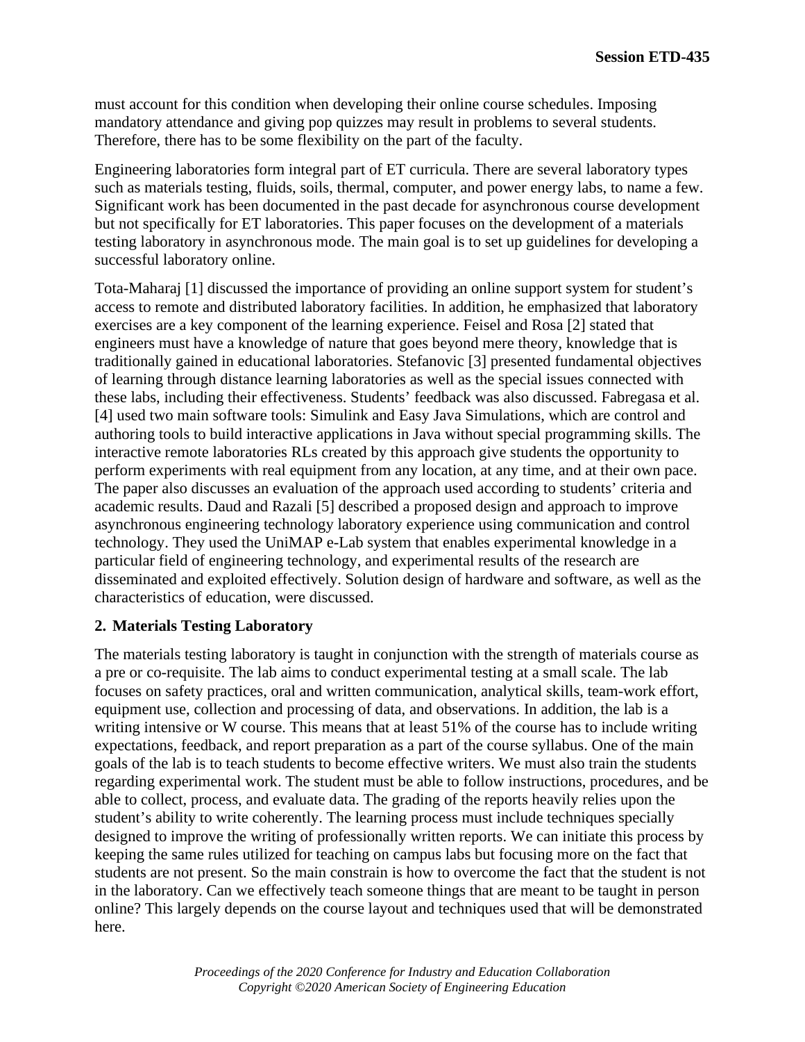must account for this condition when developing their online course schedules. Imposing mandatory attendance and giving pop quizzes may result in problems to several students. Therefore, there has to be some flexibility on the part of the faculty.

Engineering laboratories form integral part of ET curricula. There are several laboratory types such as materials testing, fluids, soils, thermal, computer, and power energy labs, to name a few. Significant work has been documented in the past decade for asynchronous course development but not specifically for ET laboratories. This paper focuses on the development of a materials testing laboratory in asynchronous mode. The main goal is to set up guidelines for developing a successful laboratory online.

Tota-Maharaj [1] discussed the importance of providing an online support system for student's access to remote and distributed laboratory facilities. In addition, he emphasized that laboratory exercises are a key component of the learning experience. Feisel and Rosa [2] stated that engineers must have a knowledge of nature that goes beyond mere theory, knowledge that is traditionally gained in educational laboratories. Stefanovic [3] presented fundamental objectives of learning through distance learning laboratories as well as the special issues connected with these labs, including their effectiveness. Students' feedback was also discussed. Fabregasa et al. [4] used two main software tools: Simulink and Easy Java Simulations, which are control and authoring tools to build interactive applications in Java without special programming skills. The interactive remote laboratories RLs created by this approach give students the opportunity to perform experiments with real equipment from any location, at any time, and at their own pace. The paper also discusses an evaluation of the approach used according to students' criteria and academic results. Daud and Razali [5] described a proposed design and approach to improve asynchronous engineering technology laboratory experience using communication and control technology. They used the UniMAP e-Lab system that enables experimental knowledge in a particular field of engineering technology, and experimental results of the research are disseminated and exploited effectively. Solution design of hardware and software, as well as the characteristics of education, were discussed.

## 2. Materials Testing Laboratory

The materials testing laboratory is taught in conjunction with the strength of materials course as a pre or co-requisite. The lab aims to conduct experimental testing at a small scale. The lab focuses on safety practices, oral and written communication, analytical skills, team-work effort, equipment use, collection and processing of data, and observations. In addition, the lab is a writing intensive or W course. This means that at least 51% of the course has to include writing expectations, feedback, and report preparation as a part of the course syllabus. One of the main goals of the lab is to teach students to become effective writers. We must also train the students regarding experimental work. The student must be able to follow instructions, procedures, and be able to collect, process, and evaluate data. The grading of the reports heavily relies upon the student's ability to write coherently. The learning process must include techniques specially designed to improve the writing of professionally written reports. We can initiate this process by keeping the same rules utilized for teaching on campus labs but focusing more on the fact that students are not present. So the main constrain is how to overcome the fact that the student is not in the laboratory. Can we effectively teach someone things that are meant to be taught in person online? This largely depends on the course layout and techniques used that will be demonstrated here.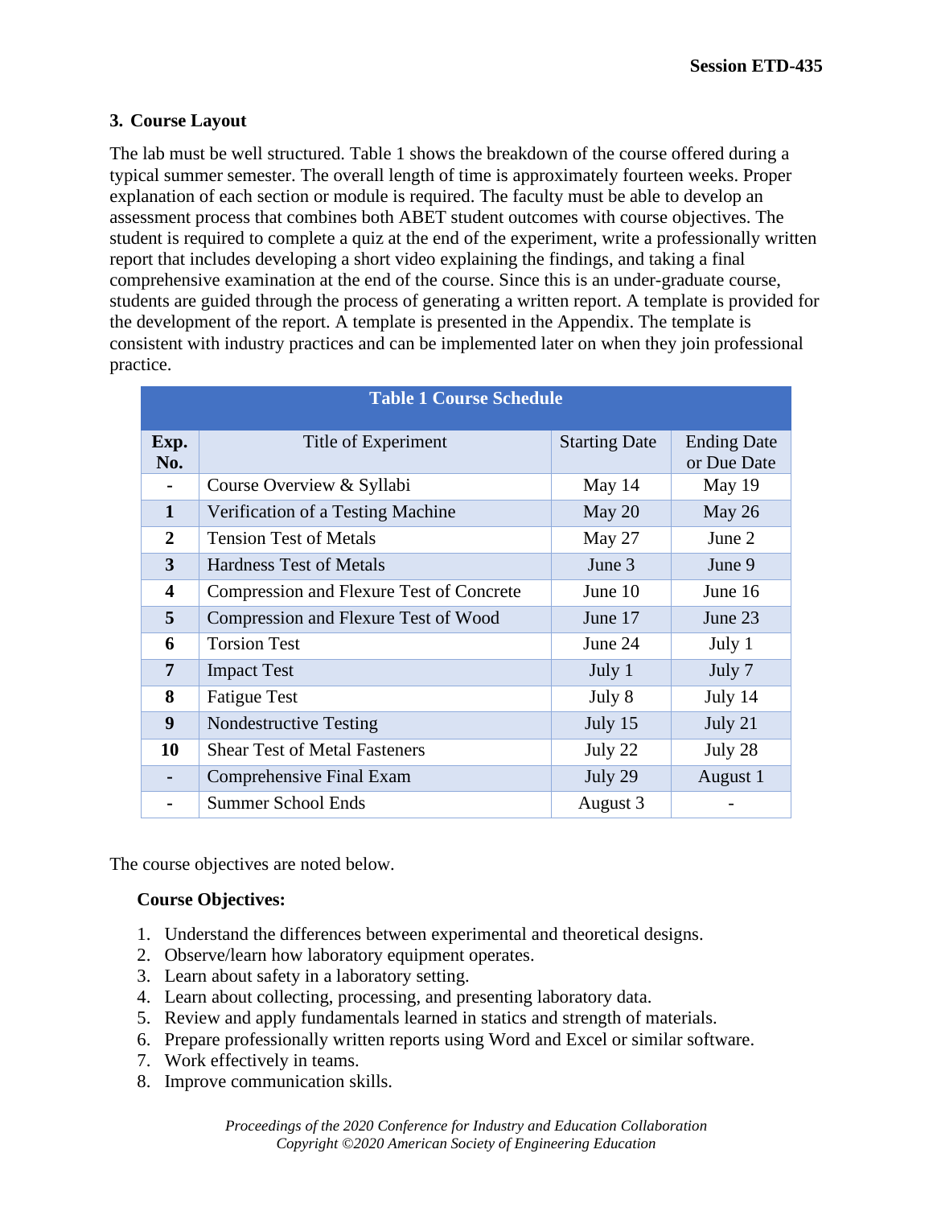## 3. Course Layout

The lab must be well structured. Table 1 shows the breakdown of the course offered during a typical summer semester. The overall length of time is approximately fourteen weeks. Proper explanation of each section or module is required. The faculty must be able to develop an assessment process that combines both ABET student outcomes with course objectives. The student is required to complete a quiz at the end of the experiment, write a professionally written report that includes developing a short video explaining the findings, and taking a final comprehensive examination at the end of the course. Since this is an under-graduate course, students are guided through the process of generating a written report. A template is provided for the development of the report. A template is presented in the Appendix. The template is consistent with industry practices and can be implemented later on when they join professional practice.

**Table 1 Course Schedule**

| Exp. No. | Title of Experiment | Starting Date | Ending Date or Due Date |
|---|---|---|---|
| - | Course Overview & Syllabi | May 14 | May 19 |
| 1 | Verification of a Testing Machine | May 20 | May 26 |
| 2 | Tension Test of Metals | May 27 | June 2 |
| 3 | Hardness Test of Metals | June 3 | June 9 |
| 4 | Compression and Flexure Test of Concrete | June 10 | June 16 |
| 5 | Compression and Flexure Test of Wood | June 17 | June 23 |
| 6 | Torsion Test | June 24 | July 1 |
| 7 | Impact Test | July 1 | July 7 |
| 8 | Fatigue Test | July 8 | July 14 |
| 9 | Nondestructive Testing | July 15 | July 21 |
| 10 | Shear Test of Metal Fasteners | July 22 | July 28 |
| - | Comprehensive Final Exam | July 29 | August 1 |
| - | Summer School Ends | August 3 | - |

The course objectives are noted below.

**Course Objectives:**

1. Understand the differences between experimental and theoretical designs.
2. Observe/learn how laboratory equipment operates.
3. Learn about safety in a laboratory setting.
4. Learn about collecting, processing, and presenting laboratory data.
5. Review and apply fundamentals learned in statics and strength of materials.
6. Prepare professionally written reports using Word and Excel or similar software.
7. Work effectively in teams.
8. Improve communication skills.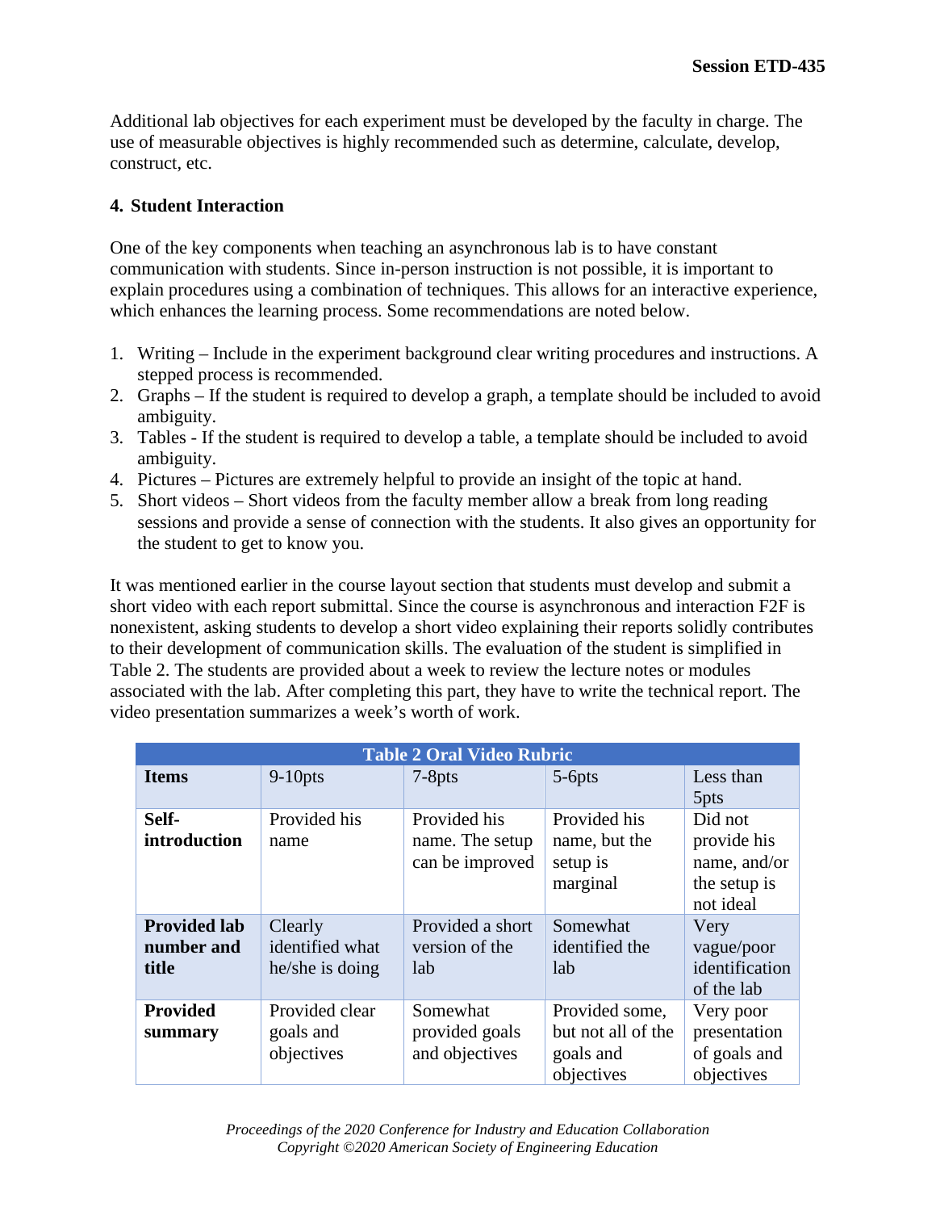Additional lab objectives for each experiment must be developed by the faculty in charge. The use of measurable objectives is highly recommended such as determine, calculate, develop, construct, etc.

## 4. Student Interaction

One of the key components when teaching an asynchronous lab is to have constant communication with students. Since in-person instruction is not possible, it is important to explain procedures using a combination of techniques. This allows for an interactive experience, which enhances the learning process. Some recommendations are noted below.

1. Writing – Include in the experiment background clear writing procedures and instructions. A stepped process is recommended.
2. Graphs – If the student is required to develop a graph, a template should be included to avoid ambiguity.
3. Tables - If the student is required to develop a table, a template should be included to avoid ambiguity.
4. Pictures – Pictures are extremely helpful to provide an insight of the topic at hand.
5. Short videos – Short videos from the faculty member allow a break from long reading sessions and provide a sense of connection with the students. It also gives an opportunity for the student to get to know you.

It was mentioned earlier in the course layout section that students must develop and submit a short video with each report submittal. Since the course is asynchronous and interaction F2F is nonexistent, asking students to develop a short video explaining their reports solidly contributes to their development of communication skills. The evaluation of the student is simplified in Table 2. The students are provided about a week to review the lecture notes or modules associated with the lab. After completing this part, they have to write the technical report. The video presentation summarizes a week's worth of work.

**Table 2 Oral Video Rubric**

| Items | 9-10pts | 7-8pts | 5-6pts | Less than 5pts |
|---|---|---|---|---|
| **Self-introduction** | Provided his name | Provided his name. The setup can be improved | Provided his name, but the setup is marginal | Did not provide his name, and/or the setup is not ideal |
| **Provided lab number and title** | Clearly identified what he/she is doing | Provided a short version of the lab | Somewhat identified the lab | Very vague/poor identification of the lab |
| **Provided summary** | Provided clear goals and objectives | Somewhat provided goals and objectives | Provided some, but not all of the goals and objectives | Very poor presentation of goals and objectives |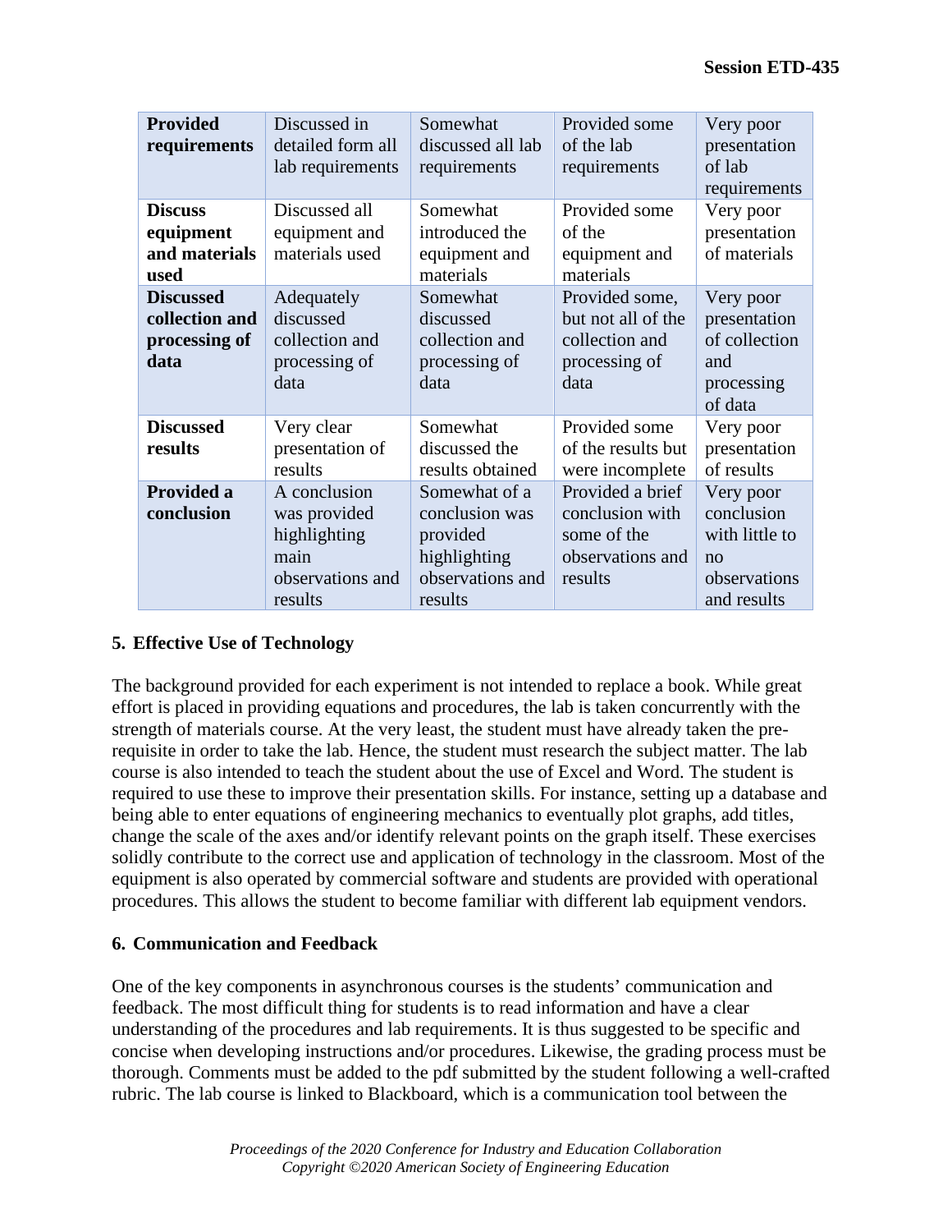| **Provided requirements** | Discussed in detailed form all lab requirements | Somewhat discussed all lab requirements | Provided some of the lab requirements | Very poor presentation of lab requirements |
|---|---|---|---|---|
| **Discuss equipment and materials used** | Discussed all equipment and materials used | Somewhat introduced the equipment and materials | Provided some of the equipment and materials | Very poor presentation of materials |
| **Discussed collection and processing of data** | Adequately discussed collection and processing of data | Somewhat discussed collection and processing of data | Provided some, but not all of the collection and processing of data | Very poor presentation of collection and processing of data |
| **Discussed results** | Very clear presentation of results | Somewhat discussed the results obtained | Provided some of the results but were incomplete | Very poor presentation of results |
| **Provided a conclusion** | A conclusion was provided highlighting main observations and results | Somewhat of a conclusion was provided highlighting observations and results | Provided a brief conclusion with some of the observations and results | Very poor conclusion with little to no observations and results |

## 5. Effective Use of Technology

The background provided for each experiment is not intended to replace a book. While great effort is placed in providing equations and procedures, the lab is taken concurrently with the strength of materials course. At the very least, the student must have already taken the pre-requisite in order to take the lab. Hence, the student must research the subject matter. The lab course is also intended to teach the student about the use of Excel and Word. The student is required to use these to improve their presentation skills. For instance, setting up a database and being able to enter equations of engineering mechanics to eventually plot graphs, add titles, change the scale of the axes and/or identify relevant points on the graph itself. These exercises solidly contribute to the correct use and application of technology in the classroom. Most of the equipment is also operated by commercial software and students are provided with operational procedures. This allows the student to become familiar with different lab equipment vendors.

## 6. Communication and Feedback

One of the key components in asynchronous courses is the students' communication and feedback. The most difficult thing for students is to read information and have a clear understanding of the procedures and lab requirements. It is thus suggested to be specific and concise when developing instructions and/or procedures. Likewise, the grading process must be thorough. Comments must be added to the pdf submitted by the student following a well-crafted rubric. The lab course is linked to Blackboard, which is a communication tool between the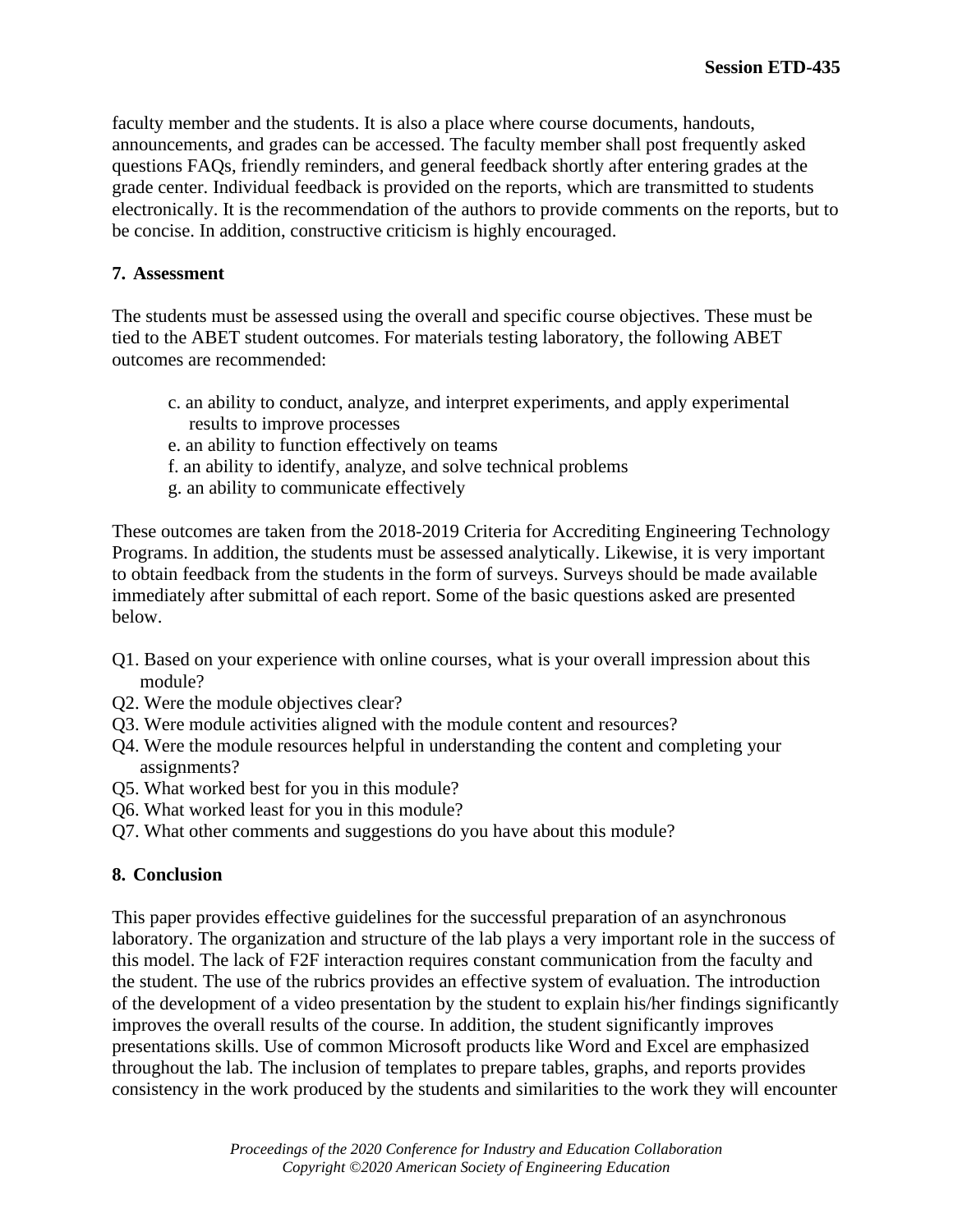faculty member and the students. It is also a place where course documents, handouts, announcements, and grades can be accessed. The faculty member shall post frequently asked questions FAQs, friendly reminders, and general feedback shortly after entering grades at the grade center. Individual feedback is provided on the reports, which are transmitted to students electronically. It is the recommendation of the authors to provide comments on the reports, but to be concise. In addition, constructive criticism is highly encouraged.

## 7. Assessment

The students must be assessed using the overall and specific course objectives. These must be tied to the ABET student outcomes. For materials testing laboratory, the following ABET outcomes are recommended:

c. an ability to conduct, analyze, and interpret experiments, and apply experimental results to improve processes
e. an ability to function effectively on teams
f. an ability to identify, analyze, and solve technical problems
g. an ability to communicate effectively

These outcomes are taken from the 2018-2019 Criteria for Accrediting Engineering Technology Programs. In addition, the students must be assessed analytically. Likewise, it is very important to obtain feedback from the students in the form of surveys. Surveys should be made available immediately after submittal of each report. Some of the basic questions asked are presented below.

Q1. Based on your experience with online courses, what is your overall impression about this module?
Q2. Were the module objectives clear?
Q3. Were module activities aligned with the module content and resources?
Q4. Were the module resources helpful in understanding the content and completing your assignments?
Q5. What worked best for you in this module?
Q6. What worked least for you in this module?
Q7. What other comments and suggestions do you have about this module?

## 8. Conclusion

This paper provides effective guidelines for the successful preparation of an asynchronous laboratory. The organization and structure of the lab plays a very important role in the success of this model. The lack of F2F interaction requires constant communication from the faculty and the student. The use of the rubrics provides an effective system of evaluation. The introduction of the development of a video presentation by the student to explain his/her findings significantly improves the overall results of the course. In addition, the student significantly improves presentations skills. Use of common Microsoft products like Word and Excel are emphasized throughout the lab. The inclusion of templates to prepare tables, graphs, and reports provides consistency in the work produced by the students and similarities to the work they will encounter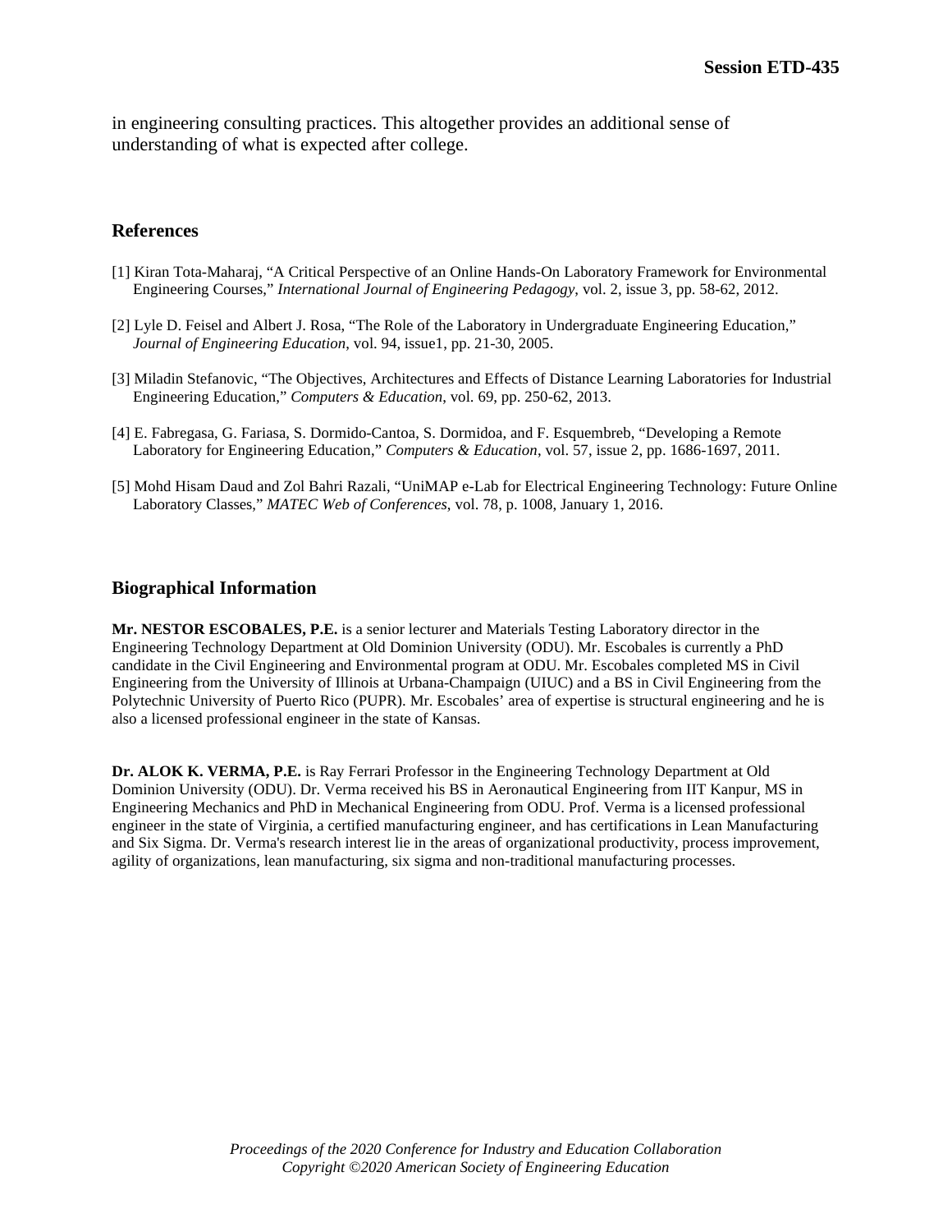in engineering consulting practices. This altogether provides an additional sense of understanding of what is expected after college.

## References

[1] Kiran Tota-Maharaj, "A Critical Perspective of an Online Hands-On Laboratory Framework for Environmental Engineering Courses," *International Journal of Engineering Pedagogy*, vol. 2, issue 3, pp. 58-62, 2012.

[2] Lyle D. Feisel and Albert J. Rosa, "The Role of the Laboratory in Undergraduate Engineering Education," *Journal of Engineering Education*, vol. 94, issue1, pp. 21-30, 2005.

[3] Miladin Stefanovic, "The Objectives, Architectures and Effects of Distance Learning Laboratories for Industrial Engineering Education," *Computers & Education*, vol. 69, pp. 250-62, 2013.

[4] E. Fabregasa, G. Fariasa, S. Dormido-Cantoa, S. Dormidoa, and F. Esquembreb, "Developing a Remote Laboratory for Engineering Education," *Computers & Education*, vol. 57, issue 2, pp. 1686-1697, 2011.

[5] Mohd Hisam Daud and Zol Bahri Razali, "UniMAP e-Lab for Electrical Engineering Technology: Future Online Laboratory Classes," *MATEC Web of Conferences*, vol. 78, p. 1008, January 1, 2016.

## Biographical Information

**Mr. NESTOR ESCOBALES, P.E.** is a senior lecturer and Materials Testing Laboratory director in the Engineering Technology Department at Old Dominion University (ODU). Mr. Escobales is currently a PhD candidate in the Civil Engineering and Environmental program at ODU. Mr. Escobales completed MS in Civil Engineering from the University of Illinois at Urbana-Champaign (UIUC) and a BS in Civil Engineering from the Polytechnic University of Puerto Rico (PUPR). Mr. Escobales' area of expertise is structural engineering and he is also a licensed professional engineer in the state of Kansas.

**Dr. ALOK K. VERMA, P.E.** is Ray Ferrari Professor in the Engineering Technology Department at Old Dominion University (ODU). Dr. Verma received his BS in Aeronautical Engineering from IIT Kanpur, MS in Engineering Mechanics and PhD in Mechanical Engineering from ODU. Prof. Verma is a licensed professional engineer in the state of Virginia, a certified manufacturing engineer, and has certifications in Lean Manufacturing and Six Sigma. Dr. Verma's research interest lie in the areas of organizational productivity, process improvement, agility of organizations, lean manufacturing, six sigma and non-traditional manufacturing processes.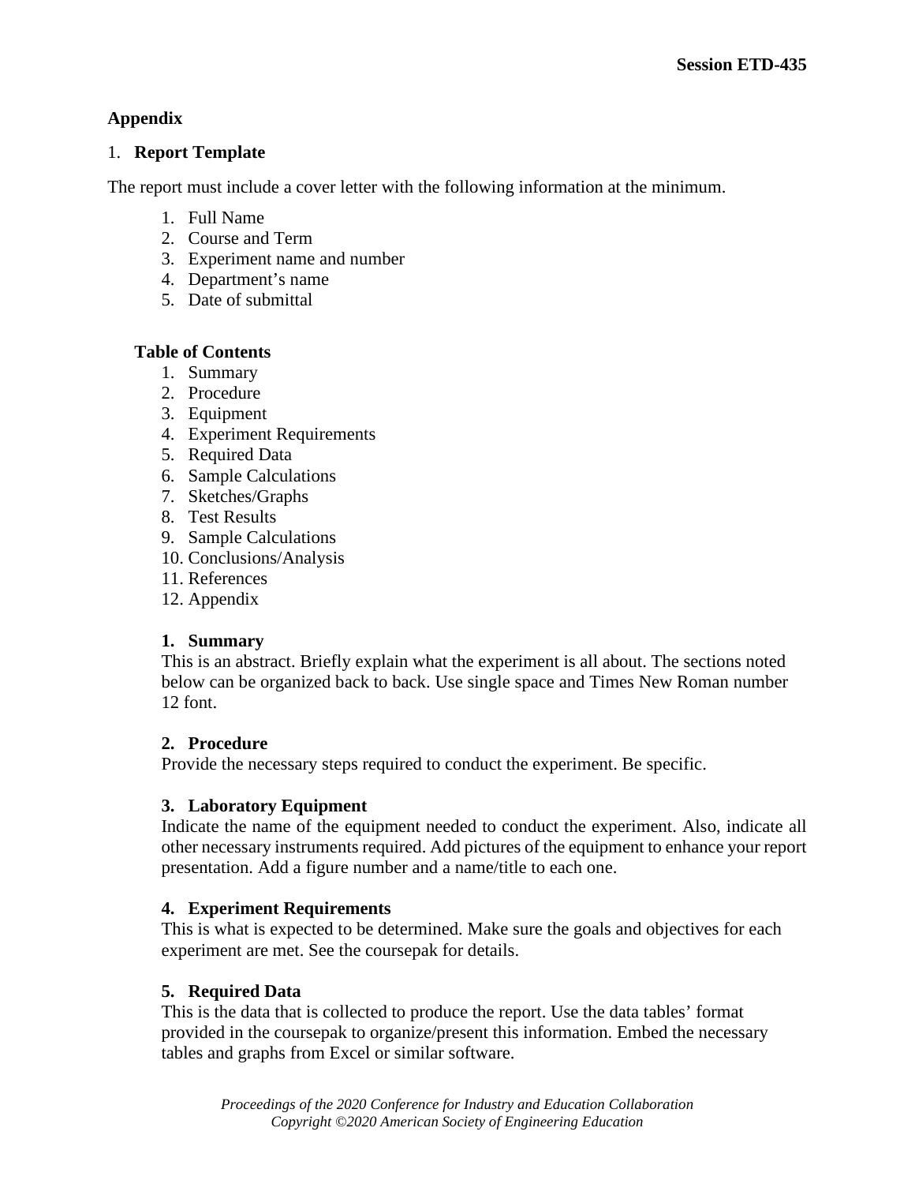## Appendix

### 1. **Report Template**

The report must include a cover letter with the following information at the minimum.

1. Full Name
2. Course and Term
3. Experiment name and number
4. Department's name
5. Date of submittal

**Table of Contents**

1. Summary
2. Procedure
3. Equipment
4. Experiment Requirements
5. Required Data
6. Sample Calculations
7. Sketches/Graphs
8. Test Results
9. Sample Calculations
10. Conclusions/Analysis
11. References
12. Appendix

**1. Summary**

This is an abstract. Briefly explain what the experiment is all about. The sections noted below can be organized back to back. Use single space and Times New Roman number 12 font.

**2. Procedure**

Provide the necessary steps required to conduct the experiment. Be specific.

**3. Laboratory Equipment**

Indicate the name of the equipment needed to conduct the experiment. Also, indicate all other necessary instruments required. Add pictures of the equipment to enhance your report presentation. Add a figure number and a name/title to each one.

**4. Experiment Requirements**

This is what is expected to be determined. Make sure the goals and objectives for each experiment are met. See the coursepak for details.

**5. Required Data**

This is the data that is collected to produce the report. Use the data tables' format provided in the coursepak to organize/present this information. Embed the necessary tables and graphs from Excel or similar software.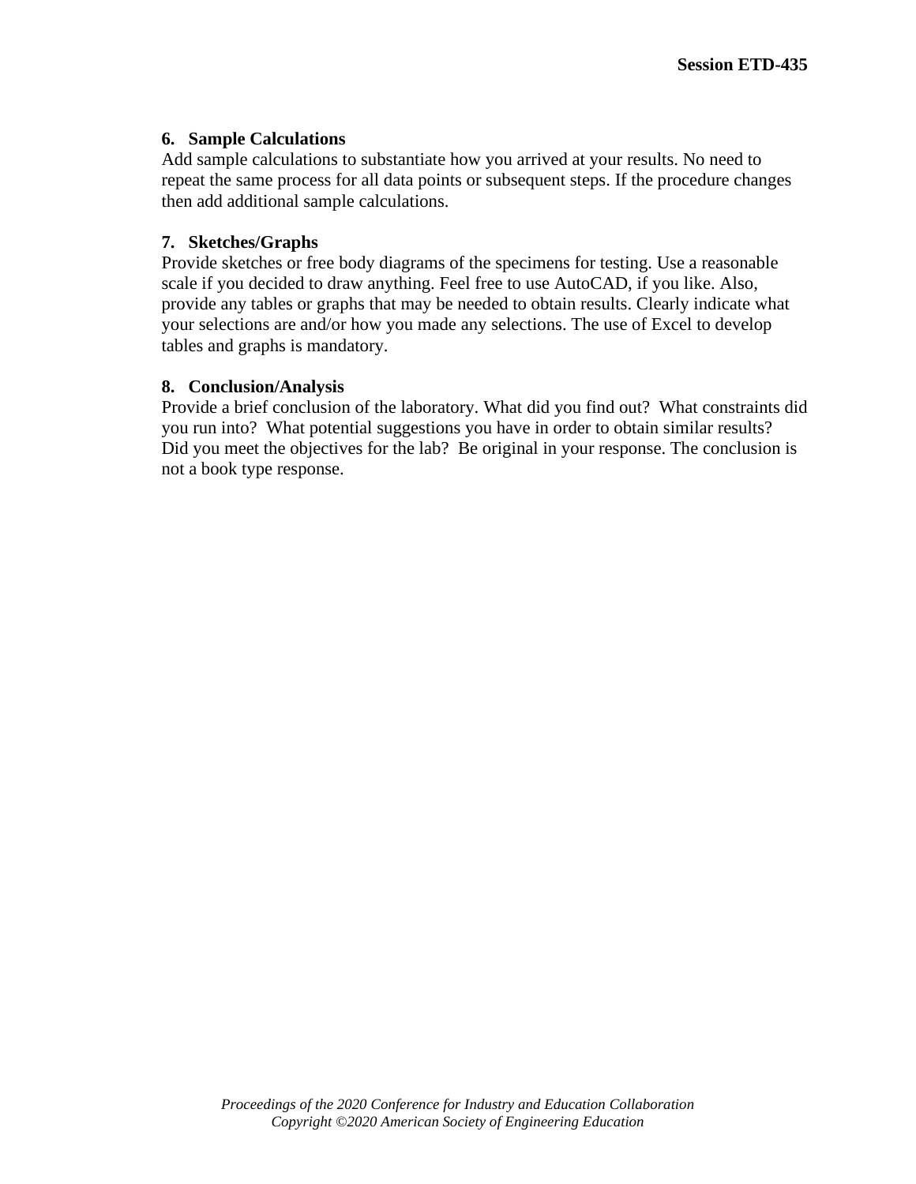**6. Sample Calculations**
Add sample calculations to substantiate how you arrived at your results. No need to repeat the same process for all data points or subsequent steps. If the procedure changes then add additional sample calculations.

**7. Sketches/Graphs**
Provide sketches or free body diagrams of the specimens for testing. Use a reasonable scale if you decided to draw anything. Feel free to use AutoCAD, if you like. Also, provide any tables or graphs that may be needed to obtain results. Clearly indicate what your selections are and/or how you made any selections. The use of Excel to develop tables and graphs is mandatory.

**8. Conclusion/Analysis**
Provide a brief conclusion of the laboratory. What did you find out? What constraints did you run into? What potential suggestions you have in order to obtain similar results? Did you meet the objectives for the lab? Be original in your response. The conclusion is not a book type response.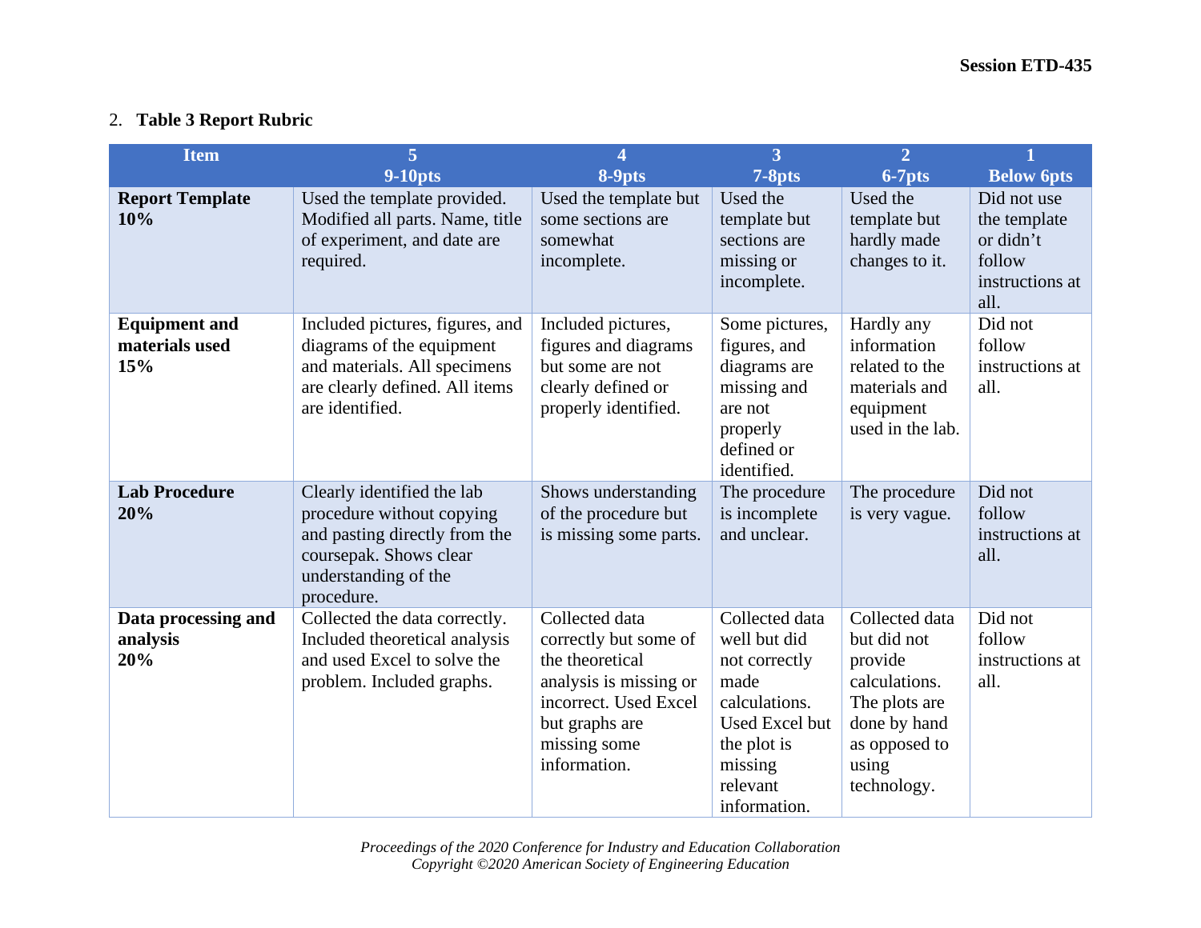2. **Table 3 Report Rubric**

| Item | 5<br>9-10pts | 4<br>8-9pts | 3<br>7-8pts | 2<br>6-7pts | 1<br>Below 6pts |
|---|---|---|---|---|---|
| **Report Template 10%** | Used the template provided. Modified all parts. Name, title of experiment, and date are required. | Used the template but some sections are somewhat incomplete. | Used the template but sections are missing or incomplete. | Used the template but hardly made changes to it. | Did not use the template or didn't follow instructions at all. |
| **Equipment and materials used 15%** | Included pictures, figures, and diagrams of the equipment and materials. All specimens are clearly defined. All items are identified. | Included pictures, figures and diagrams but some are not clearly defined or properly identified. | Some pictures, figures, and diagrams are missing and are not properly defined or identified. | Hardly any information related to the materials and equipment used in the lab. | Did not follow instructions at all. |
| **Lab Procedure 20%** | Clearly identified the lab procedure without copying and pasting directly from the coursepak. Shows clear understanding of the procedure. | Shows understanding of the procedure but is missing some parts. | The procedure is incomplete and unclear. | The procedure is very vague. | Did not follow instructions at all. |
| **Data processing and analysis 20%** | Collected the data correctly. Included theoretical analysis and used Excel to solve the problem. Included graphs. | Collected data correctly but some of the theoretical analysis is missing or incorrect. Used Excel but graphs are missing some information. | Collected data well but did not correctly made calculations. Used Excel but the plot is missing relevant information. | Collected data but did not provide calculations. The plots are done by hand as opposed to using technology. | Did not follow instructions at all. |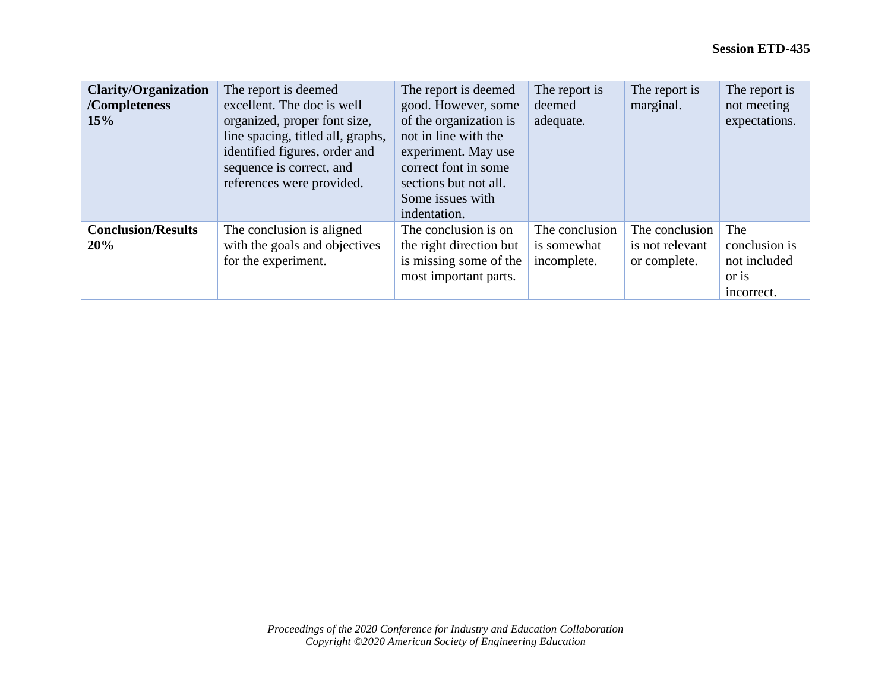| | | | | | |
|---|---|---|---|---|---|
| **Clarity/Organization /Completeness 15%** | The report is deemed excellent. The doc is well organized, proper font size, line spacing, titled all, graphs, identified figures, order and sequence is correct, and references were provided. | The report is deemed good. However, some of the organization is not in line with the experiment. May use correct font in some sections but not all. Some issues with indentation. | The report is deemed adequate. | The report is marginal. | The report is not meeting expectations. |
| **Conclusion/Results 20%** | The conclusion is aligned with the goals and objectives for the experiment. | The conclusion is on the right direction but is missing some of the most important parts. | The conclusion is somewhat incomplete. | The conclusion is not relevant or complete. | The conclusion is not included or is incorrect. |